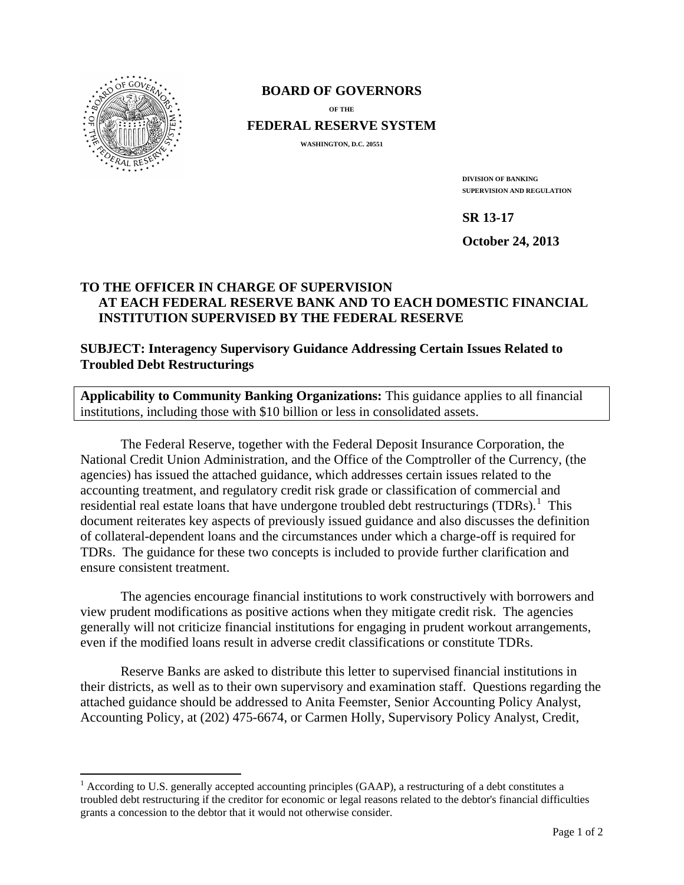**BOARD OF GOVERNORS**

**OF THE**

**FEDERAL RESERVE SYSTEM**

**WASHINGTON, D.C. 20551**

**DIVISION OF BANKING SUPERVISION AND REGULATION**

**SR 13-17**

**October 24, 2013**

**TO THE OFFICER IN CHARGE OF SUPERVISION AT EACH FEDERAL RESERVE BANK AND TO EACH DOMESTIC FINANCIAL INSTITUTION SUPERVISED BY THE FEDERAL RESERVE**

**SUBJECT: Interagency Supervisory Guidance Addressing Certain Issues Related to Troubled Debt Restructurings**

**Applicability to Community Banking Organizations:** This guidance applies to all financial institutions, including those with $10 billion or less in consolidated assets.

The Federal Reserve, together with the Federal Deposit Insurance Corporation, the National Credit Union Administration, and the Office of the Comptroller of the Currency, (the agencies) has issued the attached guidance, which addresses certain issues related to the accounting treatment, and regulatory credit risk grade or classification of commercial and residential real estate loans that have undergone troubled debt restructurings (TDRs).[1] This document reiterates key aspects of previously issued guidance and also discusses the definition of collateral-dependent loans and the circumstances under which a charge-off is required for TDRs. The guidance for these two concepts is included to provide further clarification and ensure consistent treatment.

The agencies encourage financial institutions to work constructively with borrowers and view prudent modifications as positive actions when they mitigate credit risk. The agencies generally will not criticize financial institutions for engaging in prudent workout arrangements, even if the modified loans result in adverse credit classifications or constitute TDRs.

Reserve Banks are asked to distribute this letter to supervised financial institutions in their districts, as well as to their own supervisory and examination staff. Questions regarding the attached guidance should be addressed to Anita Feemster, Senior Accounting Policy Analyst, Accounting Policy, at (202) 475-6674, or Carmen Holly, Supervisory Policy Analyst, Credit,

---

[1] According to U.S. generally accepted accounting principles (GAAP), a restructuring of a debt constitutes a troubled debt restructuring if the creditor for economic or legal reasons related to the debtor's financial difficulties grants a concession to the debtor that it would not otherwise consider.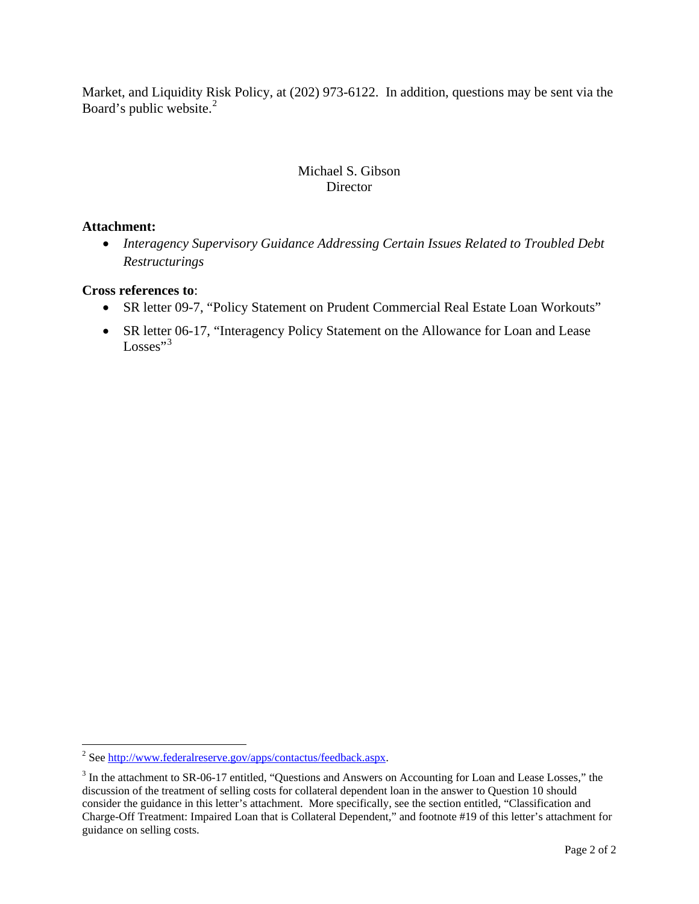Market, and Liquidity Risk Policy, at (202) 973-6122. In addition, questions may be sent via the Board's public website.[2]

Michael S. Gibson
Director

**Attachment:**

- *Interagency Supervisory Guidance Addressing Certain Issues Related to Troubled Debt Restructurings*

**Cross references to**:

- SR letter 09-7, "Policy Statement on Prudent Commercial Real Estate Loan Workouts"
- SR letter 06-17, "Interagency Policy Statement on the Allowance for Loan and Lease Losses"[3]

---

[2] See http://www.federalreserve.gov/apps/contactus/feedback.aspx.

[3] In the attachment to SR-06-17 entitled, "Questions and Answers on Accounting for Loan and Lease Losses," the discussion of the treatment of selling costs for collateral dependent loan in the answer to Question 10 should consider the guidance in this letter's attachment. More specifically, see the section entitled, "Classification and Charge-Off Treatment: Impaired Loan that is Collateral Dependent," and footnote #19 of this letter's attachment for guidance on selling costs.